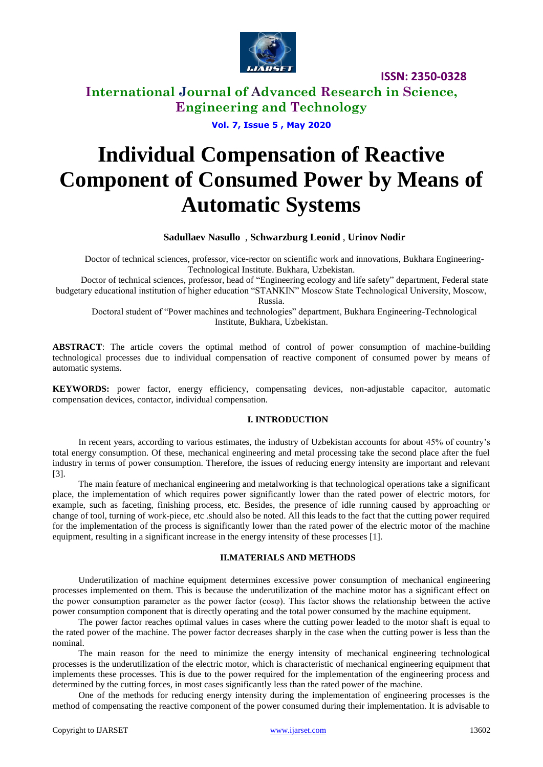# Individual Compensation of Reactive Component of Consumed Power by Means of Automatic Systems

**Sadullaev Nasullo** , **Schwarzburg Leonid** , **Urinov Nodir**

Doctor of technical sciences, professor, vice-rector on scientific work and innovations, Bukhara Engineering-Technological Institute. Bukhara, Uzbekistan.

Doctor of technical sciences, professor, head of "Engineering ecology and life safety" department, Federal state budgetary educational institution of higher education "STANKIN" Moscow State Technological University, Moscow, Russia.

Doctoral student of "Power machines and technologies" department, Bukhara Engineering-Technological Institute, Bukhara, Uzbekistan.

**ABSTRACT**: The article covers the optimal method of control of power consumption of machine-building technological processes due to individual compensation of reactive component of consumed power by means of automatic systems.

**KEYWORDS:** power factor, energy efficiency, compensating devices, non-adjustable capacitor, automatic compensation devices, contactor, individual compensation.

## I. INTRODUCTION

In recent years, according to various estimates, the industry of Uzbekistan accounts for about 45% of country's total energy consumption. Of these, mechanical engineering and metal processing take the second place after the fuel industry in terms of power consumption. Therefore, the issues of reducing energy intensity are important and relevant [3].

The main feature of mechanical engineering and metalworking is that technological operations take a significant place, the implementation of which requires power significantly lower than the rated power of electric motors, for example, such as faceting, finishing process, etc. Besides, the presence of idle running caused by approaching or change of tool, turning of work-piece, etc .should also be noted. All this leads to the fact that the cutting power required for the implementation of the process is significantly lower than the rated power of the electric motor of the machine equipment, resulting in a significant increase in the energy intensity of these processes [1].

## II.MATERIALS AND METHODS

Underutilization of machine equipment determines excessive power consumption of mechanical engineering processes implemented on them. This is because the underutilization of the machine motor has a significant effect on the power consumption parameter as the power factor ($\cos\varphi$). This factor shows the relationship between the active power consumption component that is directly operating and the total power consumed by the machine equipment.

The power factor reaches optimal values in cases where the cutting power leaded to the motor shaft is equal to the rated power of the machine. The power factor decreases sharply in the case when the cutting power is less than the nominal.

The main reason for the need to minimize the energy intensity of mechanical engineering technological processes is the underutilization of the electric motor, which is characteristic of mechanical engineering equipment that implements these processes. This is due to the power required for the implementation of the engineering process and determined by the cutting forces, in most cases significantly less than the rated power of the machine.

One of the methods for reducing energy intensity during the implementation of engineering processes is the method of compensating the reactive component of the power consumed during their implementation. It is advisable to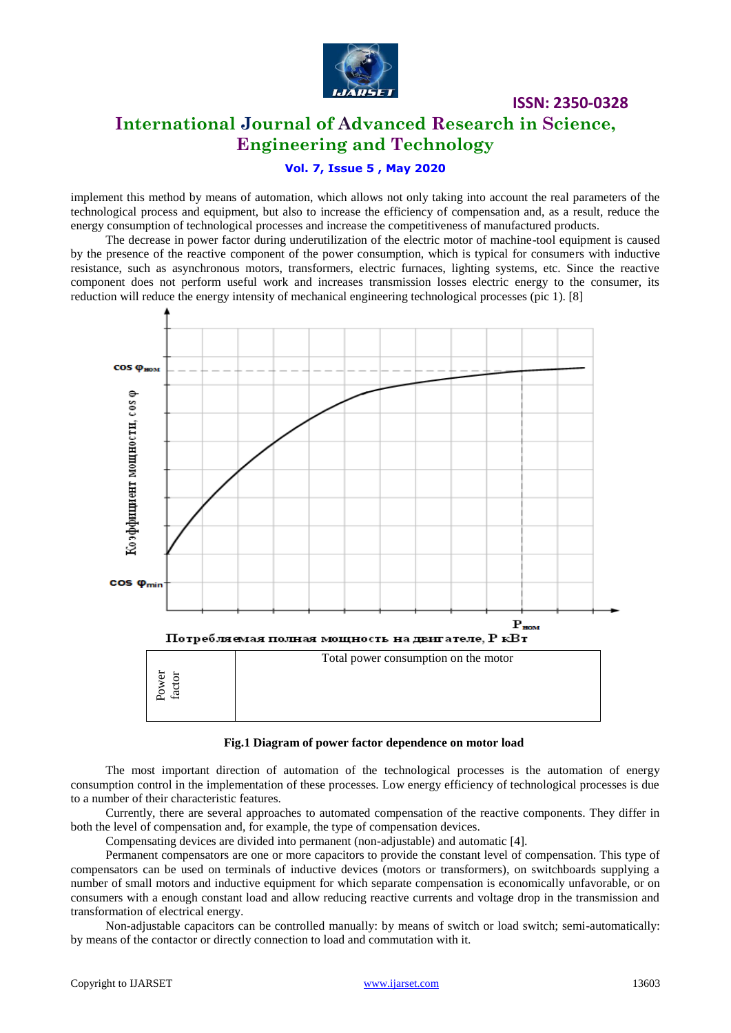implement this method by means of automation, which allows not only taking into account the real parameters of the technological process and equipment, but also to increase the efficiency of compensation and, as a result, reduce the energy consumption of technological processes and increase the competitiveness of manufactured products.

The decrease in power factor during underutilization of the electric motor of machine-tool equipment is caused by the presence of the reactive component of the power consumption, which is typical for consumers with inductive resistance, such as asynchronous motors, transformers, electric furnaces, lighting systems, etc. Since the reactive component does not perform useful work and increases transmission losses electric energy to the consumer, its reduction will reduce the energy intensity of mechanical engineering technological processes (pic 1). [8]

| Power factor | Total power consumption on the motor |
|---|---|

**Fig.1 Diagram of power factor dependence on motor load**

The most important direction of automation of the technological processes is the automation of energy consumption control in the implementation of these processes. Low energy efficiency of technological processes is due to a number of their characteristic features.

Currently, there are several approaches to automated compensation of the reactive components. They differ in both the level of compensation and, for example, the type of compensation devices.

Compensating devices are divided into permanent (non-adjustable) and automatic [4].

Permanent compensators are one or more capacitors to provide the constant level of compensation. This type of compensators can be used on terminals of inductive devices (motors or transformers), on switchboards supplying a number of small motors and inductive equipment for which separate compensation is economically unfavorable, or on consumers with a enough constant load and allow reducing reactive currents and voltage drop in the transmission and transformation of electrical energy.

Non-adjustable capacitors can be controlled manually: by means of switch or load switch; semi-automatically: by means of the contactor or directly connection to load and commutation with it.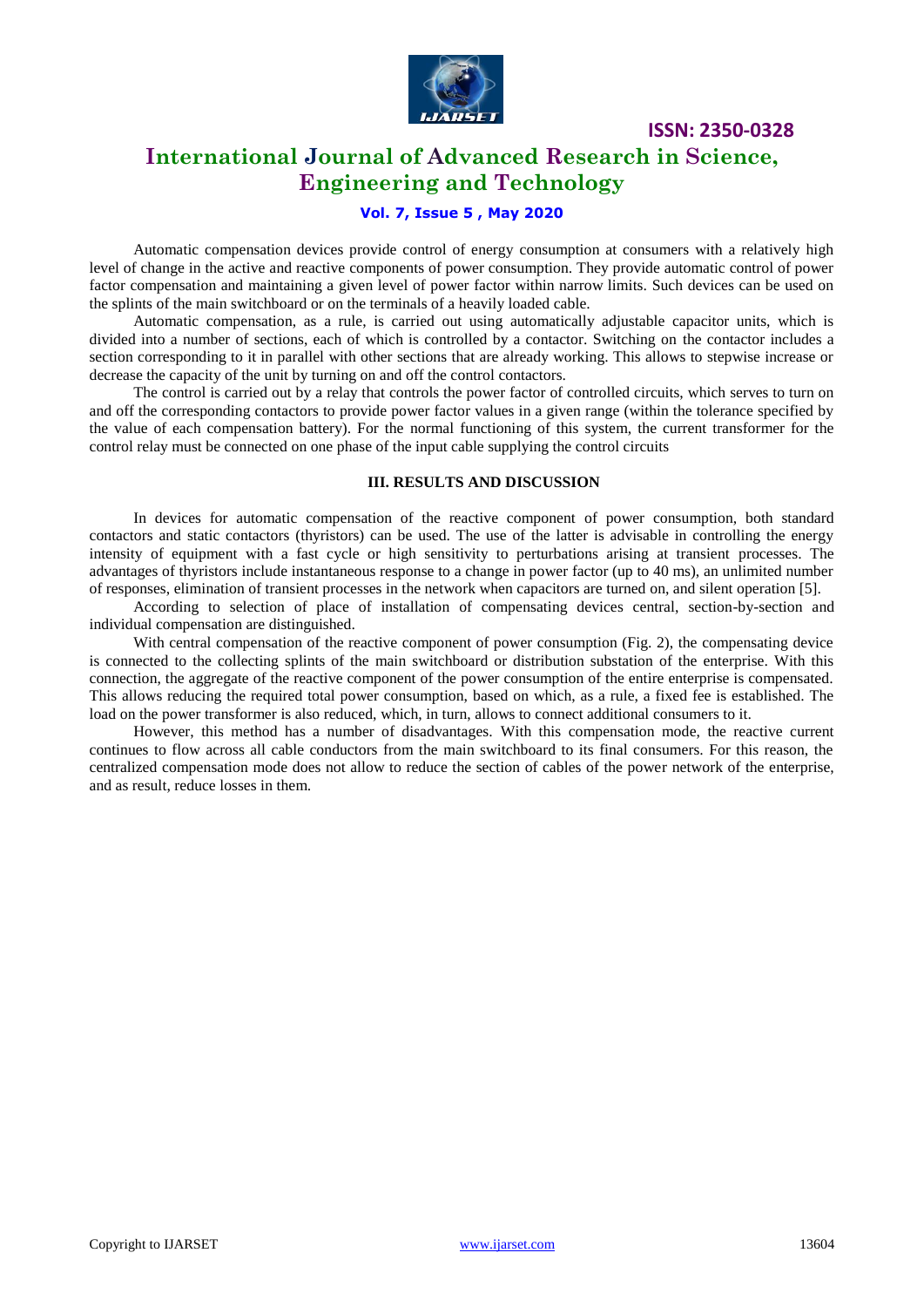Automatic compensation devices provide control of energy consumption at consumers with a relatively high level of change in the active and reactive components of power consumption. They provide automatic control of power factor compensation and maintaining a given level of power factor within narrow limits. Such devices can be used on the splints of the main switchboard or on the terminals of a heavily loaded cable.

Automatic compensation, as a rule, is carried out using automatically adjustable capacitor units, which is divided into a number of sections, each of which is controlled by a contactor. Switching on the contactor includes a section corresponding to it in parallel with other sections that are already working. This allows to stepwise increase or decrease the capacity of the unit by turning on and off the control contactors.

The control is carried out by a relay that controls the power factor of controlled circuits, which serves to turn on and off the corresponding contactors to provide power factor values in a given range (within the tolerance specified by the value of each compensation battery). For the normal functioning of this system, the current transformer for the control relay must be connected on one phase of the input cable supplying the control circuits

## III. RESULTS AND DISCUSSION

In devices for automatic compensation of the reactive component of power consumption, both standard contactors and static contactors (thyristors) can be used. The use of the latter is advisable in controlling the energy intensity of equipment with a fast cycle or high sensitivity to perturbations arising at transient processes. The advantages of thyristors include instantaneous response to a change in power factor (up to 40 ms), an unlimited number of responses, elimination of transient processes in the network when capacitors are turned on, and silent operation [5].

According to selection of place of installation of compensating devices central, section-by-section and individual compensation are distinguished.

With central compensation of the reactive component of power consumption (Fig. 2), the compensating device is connected to the collecting splints of the main switchboard or distribution substation of the enterprise. With this connection, the aggregate of the reactive component of the power consumption of the entire enterprise is compensated. This allows reducing the required total power consumption, based on which, as a rule, a fixed fee is established. The load on the power transformer is also reduced, which, in turn, allows to connect additional consumers to it.

However, this method has a number of disadvantages. With this compensation mode, the reactive current continues to flow across all cable conductors from the main switchboard to its final consumers. For this reason, the centralized compensation mode does not allow to reduce the section of cables of the power network of the enterprise, and as result, reduce losses in them.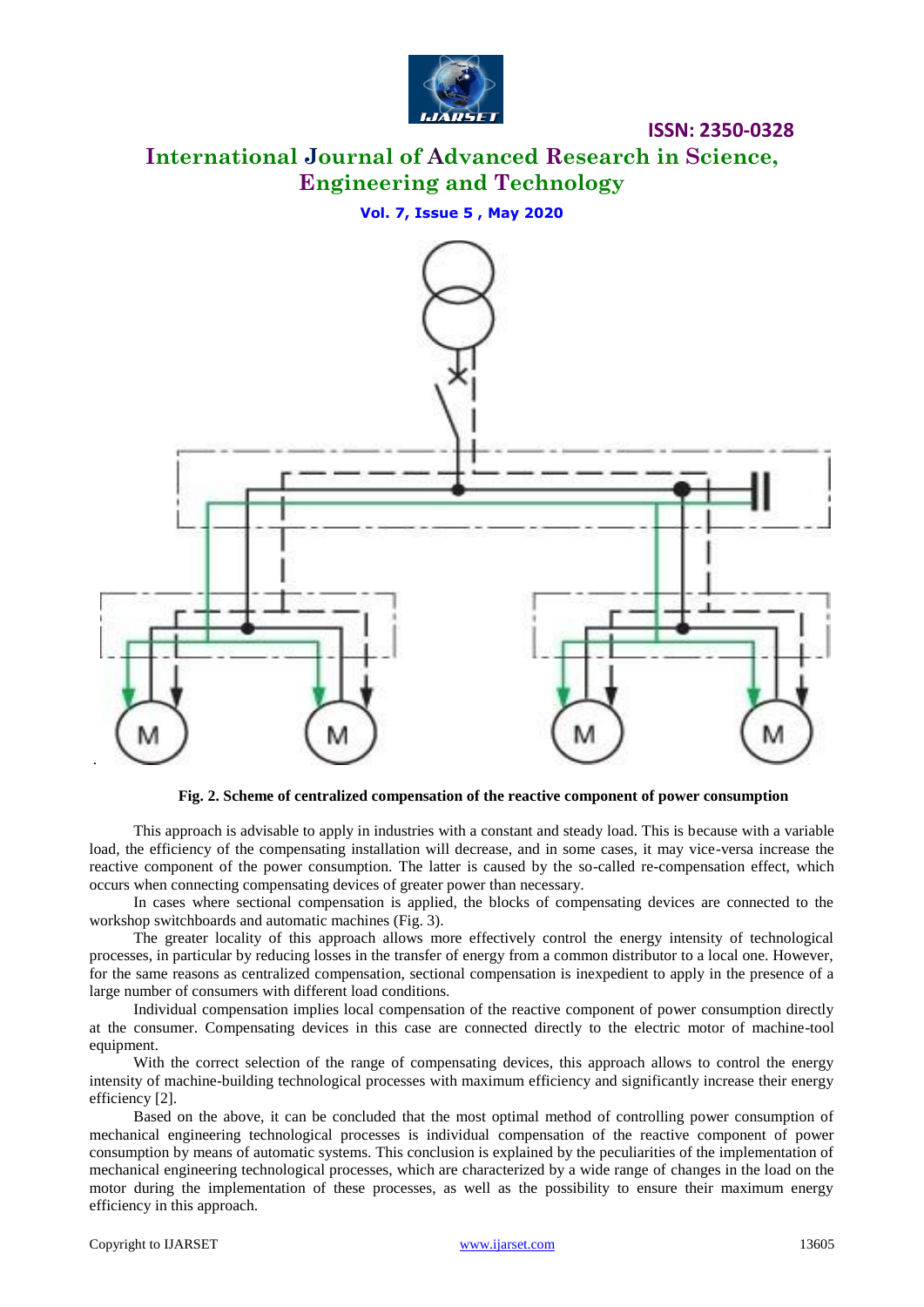Fig. 2. Scheme of centralized compensation of the reactive component of power consumption

This approach is advisable to apply in industries with a constant and steady load. This is because with a variable load, the efficiency of the compensating installation will decrease, and in some cases, it may vice-versa increase the reactive component of the power consumption. The latter is caused by the so-called re-compensation effect, which occurs when connecting compensating devices of greater power than necessary.

In cases where sectional compensation is applied, the blocks of compensating devices are connected to the workshop switchboards and automatic machines (Fig. 3).

The greater locality of this approach allows more effectively control the energy intensity of technological processes, in particular by reducing losses in the transfer of energy from a common distributor to a local one. However, for the same reasons as centralized compensation, sectional compensation is inexpedient to apply in the presence of a large number of consumers with different load conditions.

Individual compensation implies local compensation of the reactive component of power consumption directly at the consumer. Compensating devices in this case are connected directly to the electric motor of machine-tool equipment.

With the correct selection of the range of compensating devices, this approach allows to control the energy intensity of machine-building technological processes with maximum efficiency and significantly increase their energy efficiency [2].

Based on the above, it can be concluded that the most optimal method of controlling power consumption of mechanical engineering technological processes is individual compensation of the reactive component of power consumption by means of automatic systems. This conclusion is explained by the peculiarities of the implementation of mechanical engineering technological processes, which are characterized by a wide range of changes in the load on the motor during the implementation of these processes, as well as the possibility to ensure their maximum energy efficiency in this approach.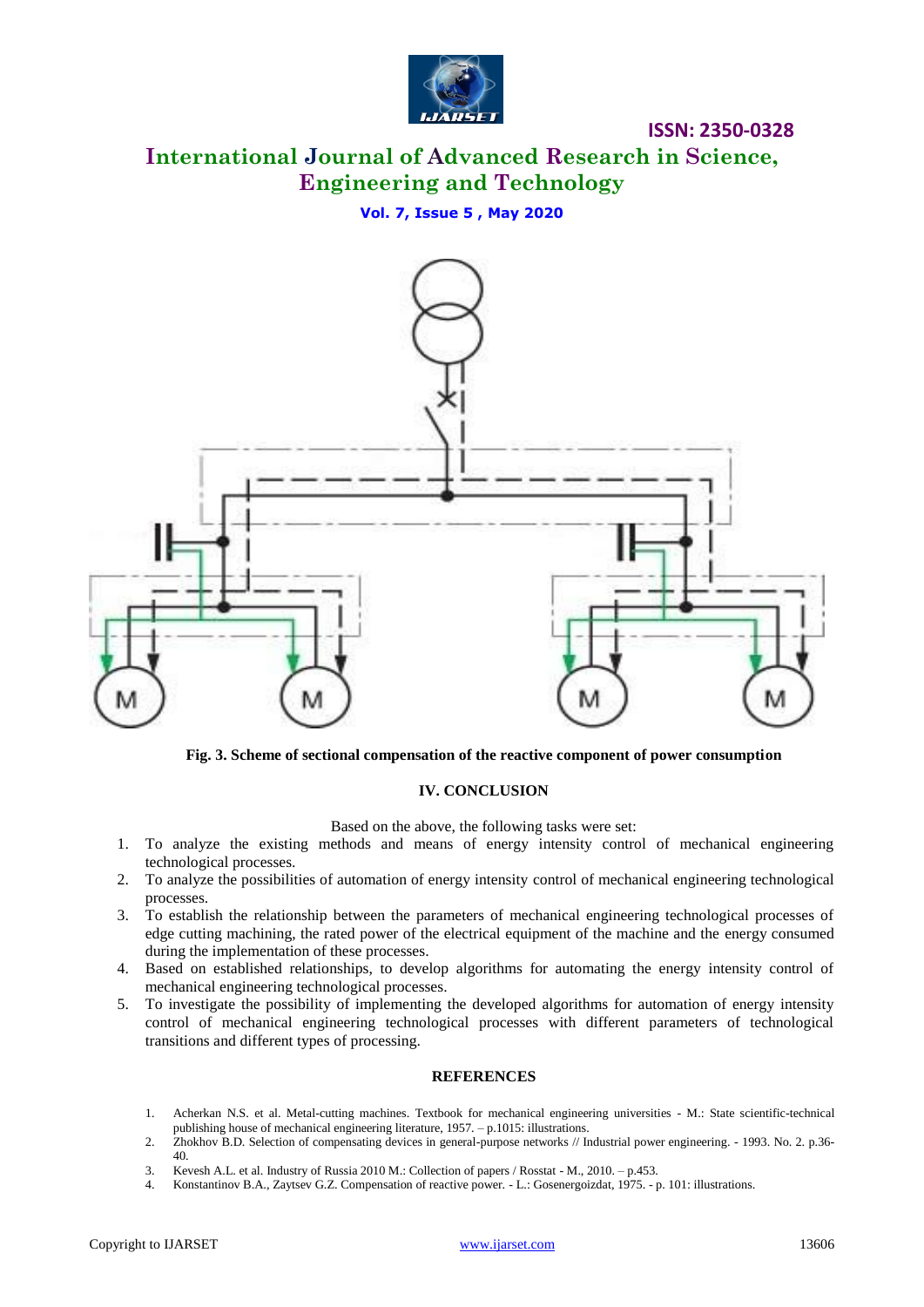**Fig. 3. Scheme of sectional compensation of the reactive component of power consumption**

## IV. CONCLUSION

Based on the above, the following tasks were set:

1. To analyze the existing methods and means of energy intensity control of mechanical engineering technological processes.
2. To analyze the possibilities of automation of energy intensity control of mechanical engineering technological processes.
3. To establish the relationship between the parameters of mechanical engineering technological processes of edge cutting machining, the rated power of the electrical equipment of the machine and the energy consumed during the implementation of these processes.
4. Based on established relationships, to develop algorithms for automating the energy intensity control of mechanical engineering technological processes.
5. To investigate the possibility of implementing the developed algorithms for automation of energy intensity control of mechanical engineering technological processes with different parameters of technological transitions and different types of processing.

## REFERENCES

1. Acherkan N.S. et al. Metal-cutting machines. Textbook for mechanical engineering universities - M.: State scientific-technical publishing house of mechanical engineering literature, 1957. – p.1015: illustrations.
2. Zhokhov B.D. Selection of compensating devices in general-purpose networks // Industrial power engineering. - 1993. No. 2. p.36-40.
3. Kevesh A.L. et al. Industry of Russia 2010 M.: Collection of papers / Rosstat - M., 2010. – p.453.
4. Konstantinov B.A., Zaytsev G.Z. Compensation of reactive power. - L.: Gosenergoizdat, 1975. - p. 101: illustrations.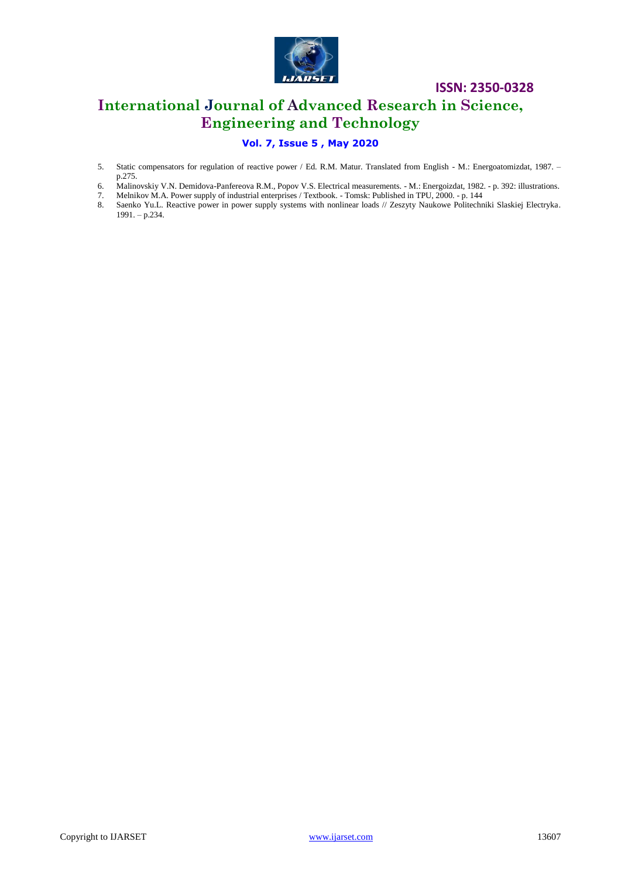5. Static compensators for regulation of reactive power / Ed. R.M. Matur. Translated from English - M.: Energoatomizdat, 1987. – p.275.
6. Malinovskiy V.N. Demidova-Panfereova R.M., Popov V.S. Electrical measurements. - M.: Energoizdat, 1982. - p. 392: illustrations.
7. Melnikov M.A. Power supply of industrial enterprises / Textbook. - Tomsk: Published in TPU, 2000. - p. 144
8. Saenko Yu.L. Reactive power in power supply systems with nonlinear loads // Zeszyty Naukowe Politechniki Slaskiej Electryka. 1991. – p.234.